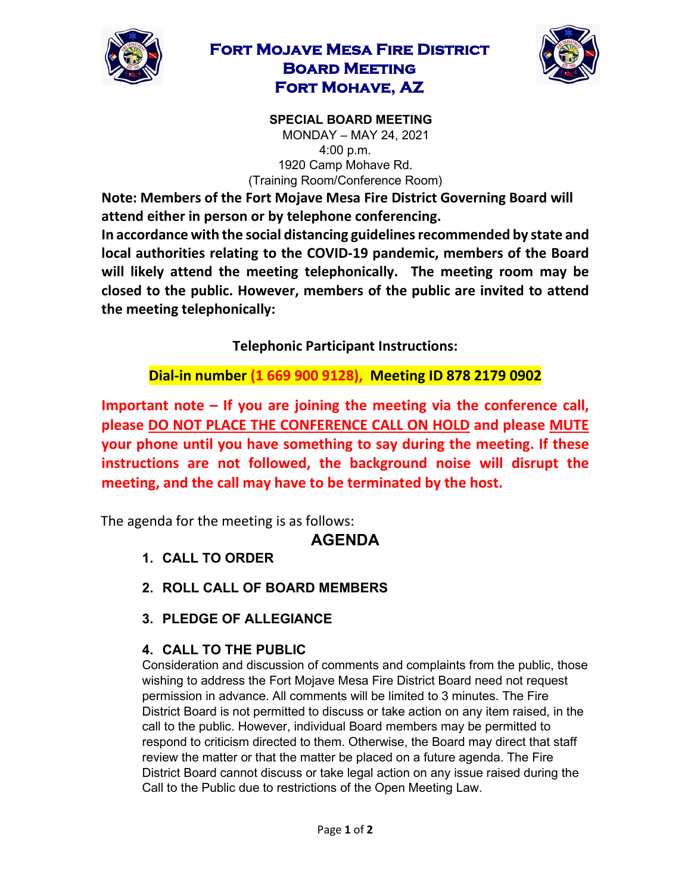# FORT MOJAVE MESA FIRE DISTRICT
# BOARD MEETING
# FORT MOHAVE, AZ

**SPECIAL BOARD MEETING**

MONDAY – MAY 24, 2021
4:00 p.m.
1920 Camp Mohave Rd.
(Training Room/Conference Room)

**Note: Members of the Fort Mojave Mesa Fire District Governing Board will attend either in person or by telephone conferencing.**

**In accordance with the social distancing guidelines recommended by state and local authorities relating to the COVID-19 pandemic, members of the Board will likely attend the meeting telephonically. The meeting room may be closed to the public. However, members of the public are invited to attend the meeting telephonically:**

**Telephonic Participant Instructions:**

**Dial-in number (1 669 900 9128), Meeting ID 878 2179 0902**

**Important note – If you are joining the meeting via the conference call, please DO NOT PLACE THE CONFERENCE CALL ON HOLD and please MUTE your phone until you have something to say during the meeting. If these instructions are not followed, the background noise will disrupt the meeting, and the call may have to be terminated by the host.**

The agenda for the meeting is as follows:

## AGENDA

1. **CALL TO ORDER**

2. **ROLL CALL OF BOARD MEMBERS**

3. **PLEDGE OF ALLEGIANCE**

4. **CALL TO THE PUBLIC**
   Consideration and discussion of comments and complaints from the public, those wishing to address the Fort Mojave Mesa Fire District Board need not request permission in advance. All comments will be limited to 3 minutes. The Fire District Board is not permitted to discuss or take action on any item raised, in the call to the public. However, individual Board members may be permitted to respond to criticism directed to them. Otherwise, the Board may direct that staff review the matter or that the matter be placed on a future agenda. The Fire District Board cannot discuss or take legal action on any issue raised during the Call to the Public due to restrictions of the Open Meeting Law.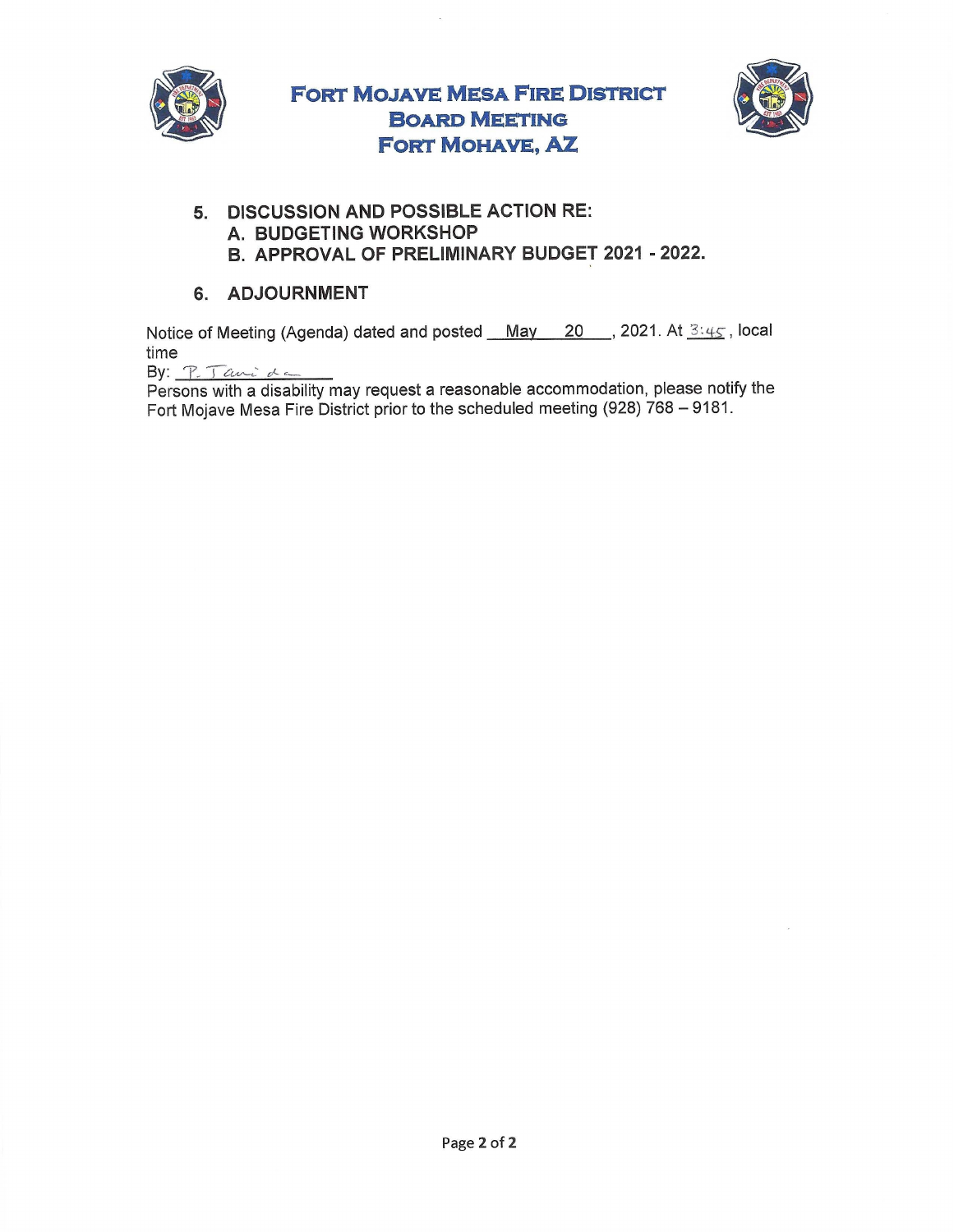# FORT MOJAVE MESA FIRE DISTRICT
## BOARD MEETING
## FORT MOHAVE, AZ

5. **DISCUSSION AND POSSIBLE ACTION RE:**
   A. **BUDGETING WORKSHOP**
   B. **APPROVAL OF PRELIMINARY BUDGET 2021 - 2022.**

6. **ADJOURNMENT**

Notice of Meeting (Agenda) dated and posted May 20, 2021. At 3:45, local time

By: P. Tamida

Persons with a disability may request a reasonable accommodation, please notify the Fort Mojave Mesa Fire District prior to the scheduled meeting (928) 768 – 9181.